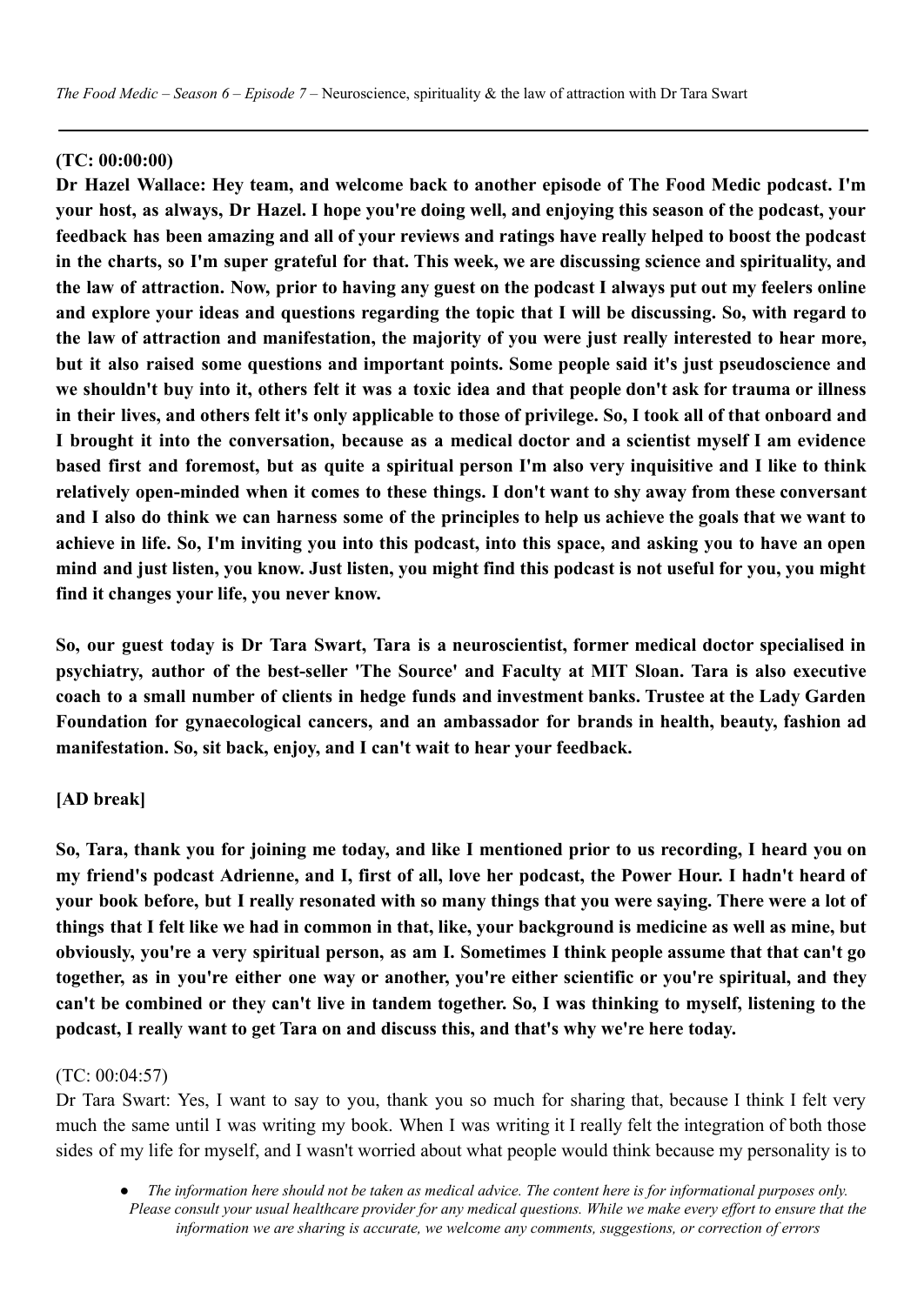*The Food Medic – Season 6 – Episode 7* – Neuroscience, spirituality & the law of attraction with Dr Tara Swart

---

**(TC: 00:00:00)**

**Dr Hazel Wallace: Hey team, and welcome back to another episode of The Food Medic podcast. I'm your host, as always, Dr Hazel. I hope you're doing well, and enjoying this season of the podcast, your feedback has been amazing and all of your reviews and ratings have really helped to boost the podcast in the charts, so I'm super grateful for that. This week, we are discussing science and spirituality, and the law of attraction. Now, prior to having any guest on the podcast I always put out my feelers online and explore your ideas and questions regarding the topic that I will be discussing. So, with regard to the law of attraction and manifestation, the majority of you were just really interested to hear more, but it also raised some questions and important points. Some people said it's just pseudoscience and we shouldn't buy into it, others felt it was a toxic idea and that people don't ask for trauma or illness in their lives, and others felt it's only applicable to those of privilege. So, I took all of that onboard and I brought it into the conversation, because as a medical doctor and a scientist myself I am evidence based first and foremost, but as quite a spiritual person I'm also very inquisitive and I like to think relatively open-minded when it comes to these things. I don't want to shy away from these conversant and I also do think we can harness some of the principles to help us achieve the goals that we want to achieve in life. So, I'm inviting you into this podcast, into this space, and asking you to have an open mind and just listen, you know. Just listen, you might find this podcast is not useful for you, you might find it changes your life, you never know.**

**So, our guest today is Dr Tara Swart, Tara is a neuroscientist, former medical doctor specialised in psychiatry, author of the best-seller 'The Source' and Faculty at MIT Sloan. Tara is also executive coach to a small number of clients in hedge funds and investment banks. Trustee at the Lady Garden Foundation for gynaecological cancers, and an ambassador for brands in health, beauty, fashion ad manifestation. So, sit back, enjoy, and I can't wait to hear your feedback.**

**[AD break]**

**So, Tara, thank you for joining me today, and like I mentioned prior to us recording, I heard you on my friend's podcast Adrienne, and I, first of all, love her podcast, the Power Hour. I hadn't heard of your book before, but I really resonated with so many things that you were saying. There were a lot of things that I felt like we had in common in that, like, your background is medicine as well as mine, but obviously, you're a very spiritual person, as am I. Sometimes I think people assume that that can't go together, as in you're either one way or another, you're either scientific or you're spiritual, and they can't be combined or they can't live in tandem together. So, I was thinking to myself, listening to the podcast, I really want to get Tara on and discuss this, and that's why we're here today.**

(TC: 00:04:57)

Dr Tara Swart: Yes, I want to say to you, thank you so much for sharing that, because I think I felt very much the same until I was writing my book. When I was writing it I really felt the integration of both those sides of my life for myself, and I wasn't worried about what people would think because my personality is to

- *The information here should not be taken as medical advice. The content here is for informational purposes only. Please consult your usual healthcare provider for any medical questions. While we make every effort to ensure that the information we are sharing is accurate, we welcome any comments, suggestions, or correction of errors*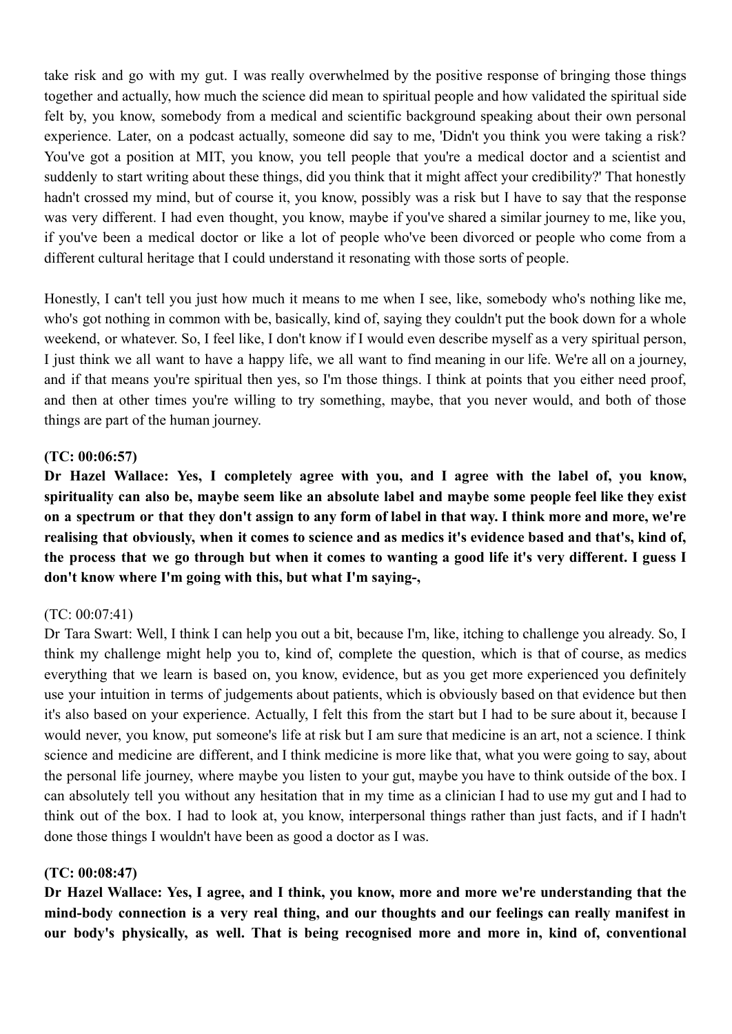take risk and go with my gut. I was really overwhelmed by the positive response of bringing those things together and actually, how much the science did mean to spiritual people and how validated the spiritual side felt by, you know, somebody from a medical and scientific background speaking about their own personal experience. Later, on a podcast actually, someone did say to me, 'Didn't you think you were taking a risk? You've got a position at MIT, you know, you tell people that you're a medical doctor and a scientist and suddenly to start writing about these things, did you think that it might affect your credibility?' That honestly hadn't crossed my mind, but of course it, you know, possibly was a risk but I have to say that the response was very different. I had even thought, you know, maybe if you've shared a similar journey to me, like you, if you've been a medical doctor or like a lot of people who've been divorced or people who come from a different cultural heritage that I could understand it resonating with those sorts of people.

Honestly, I can't tell you just how much it means to me when I see, like, somebody who's nothing like me, who's got nothing in common with be, basically, kind of, saying they couldn't put the book down for a whole weekend, or whatever. So, I feel like, I don't know if I would even describe myself as a very spiritual person, I just think we all want to have a happy life, we all want to find meaning in our life. We're all on a journey, and if that means you're spiritual then yes, so I'm those things. I think at points that you either need proof, and then at other times you're willing to try something, maybe, that you never would, and both of those things are part of the human journey.

**(TC: 00:06:57)**

**Dr Hazel Wallace: Yes, I completely agree with you, and I agree with the label of, you know, spirituality can also be, maybe seem like an absolute label and maybe some people feel like they exist on a spectrum or that they don't assign to any form of label in that way. I think more and more, we're realising that obviously, when it comes to science and as medics it's evidence based and that's, kind of, the process that we go through but when it comes to wanting a good life it's very different. I guess I don't know where I'm going with this, but what I'm saying-,**

(TC: 00:07:41)

Dr Tara Swart: Well, I think I can help you out a bit, because I'm, like, itching to challenge you already. So, I think my challenge might help you to, kind of, complete the question, which is that of course, as medics everything that we learn is based on, you know, evidence, but as you get more experienced you definitely use your intuition in terms of judgements about patients, which is obviously based on that evidence but then it's also based on your experience. Actually, I felt this from the start but I had to be sure about it, because I would never, you know, put someone's life at risk but I am sure that medicine is an art, not a science. I think science and medicine are different, and I think medicine is more like that, what you were going to say, about the personal life journey, where maybe you listen to your gut, maybe you have to think outside of the box. I can absolutely tell you without any hesitation that in my time as a clinician I had to use my gut and I had to think out of the box. I had to look at, you know, interpersonal things rather than just facts, and if I hadn't done those things I wouldn't have been as good a doctor as I was.

**(TC: 00:08:47)**

**Dr Hazel Wallace: Yes, I agree, and I think, you know, more and more we're understanding that the mind-body connection is a very real thing, and our thoughts and our feelings can really manifest in our body's physically, as well. That is being recognised more and more in, kind of, conventional**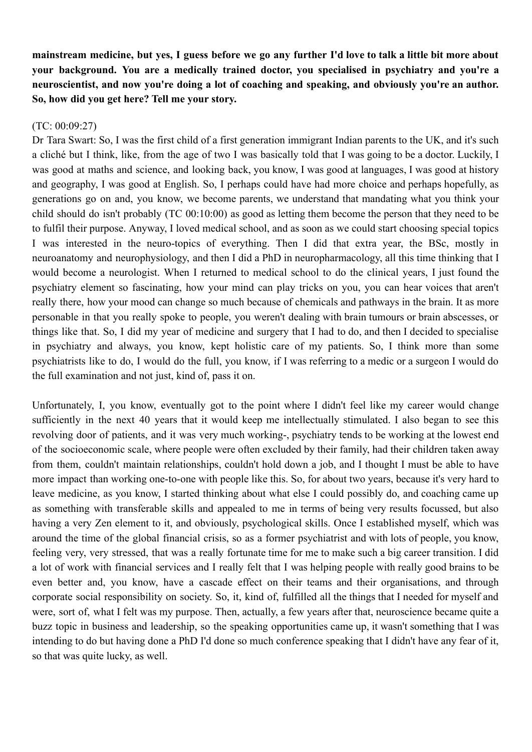**mainstream medicine, but yes, I guess before we go any further I'd love to talk a little bit more about your background. You are a medically trained doctor, you specialised in psychiatry and you're a neuroscientist, and now you're doing a lot of coaching and speaking, and obviously you're an author. So, how did you get here? Tell me your story.**

(TC: 00:09:27)
Dr Tara Swart: So, I was the first child of a first generation immigrant Indian parents to the UK, and it's such a cliché but I think, like, from the age of two I was basically told that I was going to be a doctor. Luckily, I was good at maths and science, and looking back, you know, I was good at languages, I was good at history and geography, I was good at English. So, I perhaps could have had more choice and perhaps hopefully, as generations go on and, you know, we become parents, we understand that mandating what you think your child should do isn't probably (TC 00:10:00) as good as letting them become the person that they need to be to fulfil their purpose. Anyway, I loved medical school, and as soon as we could start choosing special topics I was interested in the neuro-topics of everything. Then I did that extra year, the BSc, mostly in neuroanatomy and neurophysiology, and then I did a PhD in neuropharmacology, all this time thinking that I would become a neurologist. When I returned to medical school to do the clinical years, I just found the psychiatry element so fascinating, how your mind can play tricks on you, you can hear voices that aren't really there, how your mood can change so much because of chemicals and pathways in the brain. It as more personable in that you really spoke to people, you weren't dealing with brain tumours or brain abscesses, or things like that. So, I did my year of medicine and surgery that I had to do, and then I decided to specialise in psychiatry and always, you know, kept holistic care of my patients. So, I think more than some psychiatrists like to do, I would do the full, you know, if I was referring to a medic or a surgeon I would do the full examination and not just, kind of, pass it on.

Unfortunately, I, you know, eventually got to the point where I didn't feel like my career would change sufficiently in the next 40 years that it would keep me intellectually stimulated. I also began to see this revolving door of patients, and it was very much working-, psychiatry tends to be working at the lowest end of the socioeconomic scale, where people were often excluded by their family, had their children taken away from them, couldn't maintain relationships, couldn't hold down a job, and I thought I must be able to have more impact than working one-to-one with people like this. So, for about two years, because it's very hard to leave medicine, as you know, I started thinking about what else I could possibly do, and coaching came up as something with transferable skills and appealed to me in terms of being very results focussed, but also having a very Zen element to it, and obviously, psychological skills. Once I established myself, which was around the time of the global financial crisis, so as a former psychiatrist and with lots of people, you know, feeling very, very stressed, that was a really fortunate time for me to make such a big career transition. I did a lot of work with financial services and I really felt that I was helping people with really good brains to be even better and, you know, have a cascade effect on their teams and their organisations, and through corporate social responsibility on society. So, it, kind of, fulfilled all the things that I needed for myself and were, sort of, what I felt was my purpose. Then, actually, a few years after that, neuroscience became quite a buzz topic in business and leadership, so the speaking opportunities came up, it wasn't something that I was intending to do but having done a PhD I'd done so much conference speaking that I didn't have any fear of it, so that was quite lucky, as well.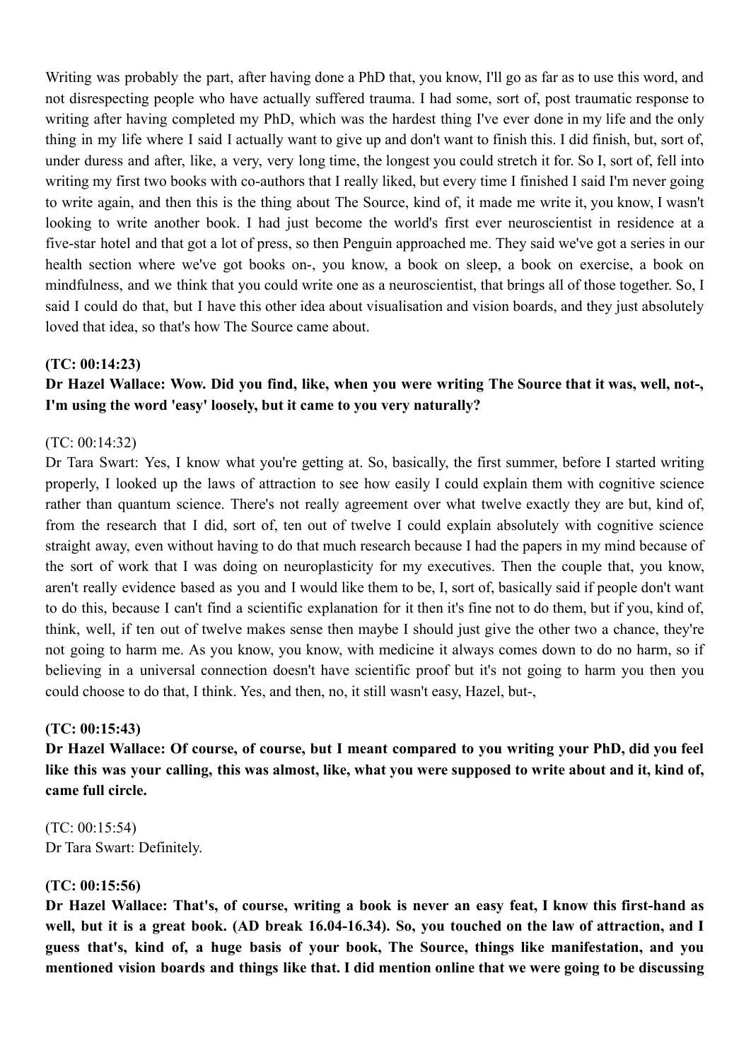Writing was probably the part, after having done a PhD that, you know, I'll go as far as to use this word, and not disrespecting people who have actually suffered trauma. I had some, sort of, post traumatic response to writing after having completed my PhD, which was the hardest thing I've ever done in my life and the only thing in my life where I said I actually want to give up and don't want to finish this. I did finish, but, sort of, under duress and after, like, a very, very long time, the longest you could stretch it for. So I, sort of, fell into writing my first two books with co-authors that I really liked, but every time I finished I said I'm never going to write again, and then this is the thing about The Source, kind of, it made me write it, you know, I wasn't looking to write another book. I had just become the world's first ever neuroscientist in residence at a five-star hotel and that got a lot of press, so then Penguin approached me. They said we've got a series in our health section where we've got books on-, you know, a book on sleep, a book on exercise, a book on mindfulness, and we think that you could write one as a neuroscientist, that brings all of those together. So, I said I could do that, but I have this other idea about visualisation and vision boards, and they just absolutely loved that idea, so that's how The Source came about.

**(TC: 00:14:23)**

**Dr Hazel Wallace: Wow. Did you find, like, when you were writing The Source that it was, well, not-, I'm using the word 'easy' loosely, but it came to you very naturally?**

(TC: 00:14:32)

Dr Tara Swart: Yes, I know what you're getting at. So, basically, the first summer, before I started writing properly, I looked up the laws of attraction to see how easily I could explain them with cognitive science rather than quantum science. There's not really agreement over what twelve exactly they are but, kind of, from the research that I did, sort of, ten out of twelve I could explain absolutely with cognitive science straight away, even without having to do that much research because I had the papers in my mind because of the sort of work that I was doing on neuroplasticity for my executives. Then the couple that, you know, aren't really evidence based as you and I would like them to be, I, sort of, basically said if people don't want to do this, because I can't find a scientific explanation for it then it's fine not to do them, but if you, kind of, think, well, if ten out of twelve makes sense then maybe I should just give the other two a chance, they're not going to harm me. As you know, you know, with medicine it always comes down to do no harm, so if believing in a universal connection doesn't have scientific proof but it's not going to harm you then you could choose to do that, I think. Yes, and then, no, it still wasn't easy, Hazel, but-,

**(TC: 00:15:43)**

**Dr Hazel Wallace: Of course, of course, but I meant compared to you writing your PhD, did you feel like this was your calling, this was almost, like, what you were supposed to write about and it, kind of, came full circle.**

(TC: 00:15:54)

Dr Tara Swart: Definitely.

**(TC: 00:15:56)**

**Dr Hazel Wallace: That's, of course, writing a book is never an easy feat, I know this first-hand as well, but it is a great book. (AD break 16.04-16.34). So, you touched on the law of attraction, and I guess that's, kind of, a huge basis of your book, The Source, things like manifestation, and you mentioned vision boards and things like that. I did mention online that we were going to be discussing**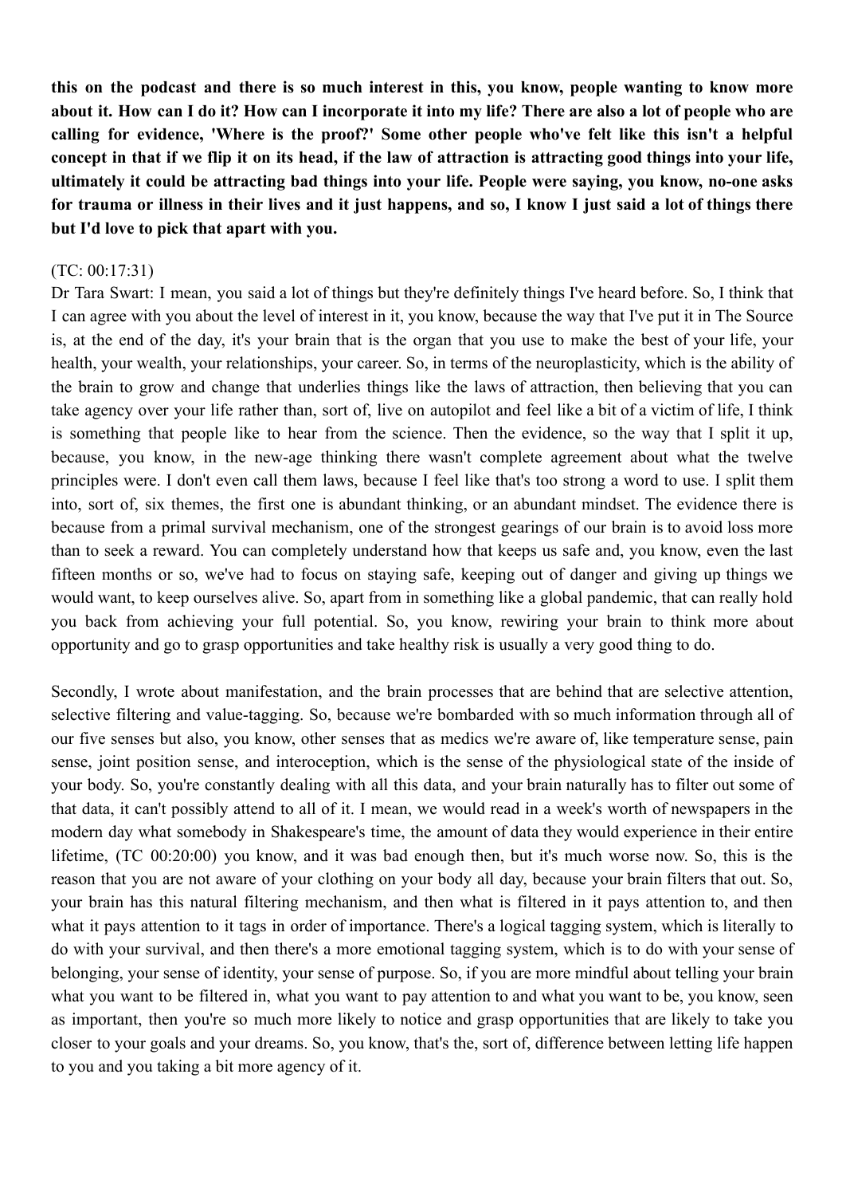**this on the podcast and there is so much interest in this, you know, people wanting to know more about it. How can I do it? How can I incorporate it into my life? There are also a lot of people who are calling for evidence, 'Where is the proof?' Some other people who've felt like this isn't a helpful concept in that if we flip it on its head, if the law of attraction is attracting good things into your life, ultimately it could be attracting bad things into your life. People were saying, you know, no-one asks for trauma or illness in their lives and it just happens, and so, I know I just said a lot of things there but I'd love to pick that apart with you.**

(TC: 00:17:31)

Dr Tara Swart: I mean, you said a lot of things but they're definitely things I've heard before. So, I think that I can agree with you about the level of interest in it, you know, because the way that I've put it in The Source is, at the end of the day, it's your brain that is the organ that you use to make the best of your life, your health, your wealth, your relationships, your career. So, in terms of the neuroplasticity, which is the ability of the brain to grow and change that underlies things like the laws of attraction, then believing that you can take agency over your life rather than, sort of, live on autopilot and feel like a bit of a victim of life, I think is something that people like to hear from the science. Then the evidence, so the way that I split it up, because, you know, in the new-age thinking there wasn't complete agreement about what the twelve principles were. I don't even call them laws, because I feel like that's too strong a word to use. I split them into, sort of, six themes, the first one is abundant thinking, or an abundant mindset. The evidence there is because from a primal survival mechanism, one of the strongest gearings of our brain is to avoid loss more than to seek a reward. You can completely understand how that keeps us safe and, you know, even the last fifteen months or so, we've had to focus on staying safe, keeping out of danger and giving up things we would want, to keep ourselves alive. So, apart from in something like a global pandemic, that can really hold you back from achieving your full potential. So, you know, rewiring your brain to think more about opportunity and go to grasp opportunities and take healthy risk is usually a very good thing to do.

Secondly, I wrote about manifestation, and the brain processes that are behind that are selective attention, selective filtering and value-tagging. So, because we're bombarded with so much information through all of our five senses but also, you know, other senses that as medics we're aware of, like temperature sense, pain sense, joint position sense, and interoception, which is the sense of the physiological state of the inside of your body. So, you're constantly dealing with all this data, and your brain naturally has to filter out some of that data, it can't possibly attend to all of it. I mean, we would read in a week's worth of newspapers in the modern day what somebody in Shakespeare's time, the amount of data they would experience in their entire lifetime, (TC 00:20:00) you know, and it was bad enough then, but it's much worse now. So, this is the reason that you are not aware of your clothing on your body all day, because your brain filters that out. So, your brain has this natural filtering mechanism, and then what is filtered in it pays attention to, and then what it pays attention to it tags in order of importance. There's a logical tagging system, which is literally to do with your survival, and then there's a more emotional tagging system, which is to do with your sense of belonging, your sense of identity, your sense of purpose. So, if you are more mindful about telling your brain what you want to be filtered in, what you want to pay attention to and what you want to be, you know, seen as important, then you're so much more likely to notice and grasp opportunities that are likely to take you closer to your goals and your dreams. So, you know, that's the, sort of, difference between letting life happen to you and you taking a bit more agency of it.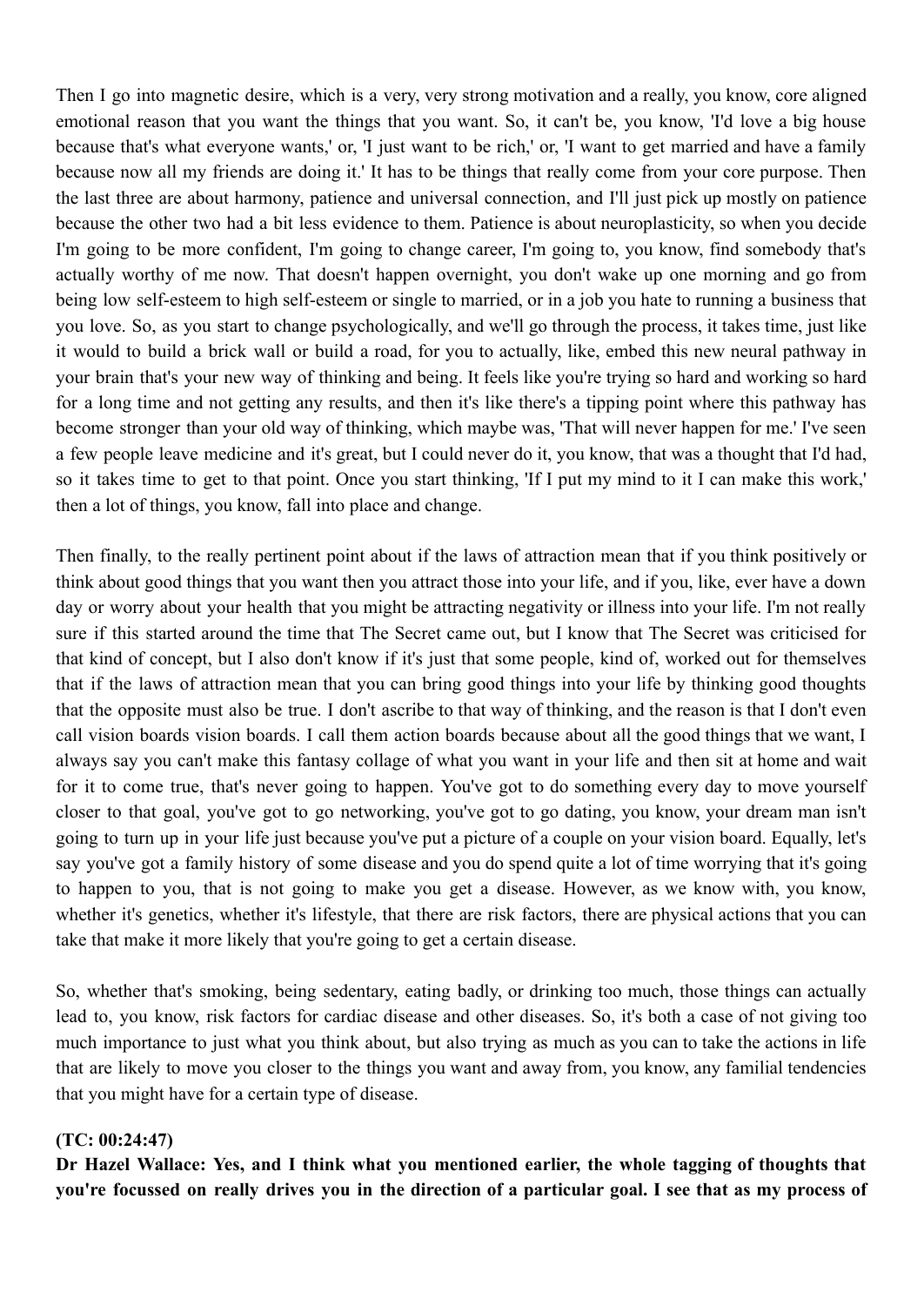Then I go into magnetic desire, which is a very, very strong motivation and a really, you know, core aligned emotional reason that you want the things that you want. So, it can't be, you know, 'I'd love a big house because that's what everyone wants,' or, 'I just want to be rich,' or, 'I want to get married and have a family because now all my friends are doing it.' It has to be things that really come from your core purpose. Then the last three are about harmony, patience and universal connection, and I'll just pick up mostly on patience because the other two had a bit less evidence to them. Patience is about neuroplasticity, so when you decide I'm going to be more confident, I'm going to change career, I'm going to, you know, find somebody that's actually worthy of me now. That doesn't happen overnight, you don't wake up one morning and go from being low self-esteem to high self-esteem or single to married, or in a job you hate to running a business that you love. So, as you start to change psychologically, and we'll go through the process, it takes time, just like it would to build a brick wall or build a road, for you to actually, like, embed this new neural pathway in your brain that's your new way of thinking and being. It feels like you're trying so hard and working so hard for a long time and not getting any results, and then it's like there's a tipping point where this pathway has become stronger than your old way of thinking, which maybe was, 'That will never happen for me.' I've seen a few people leave medicine and it's great, but I could never do it, you know, that was a thought that I'd had, so it takes time to get to that point. Once you start thinking, 'If I put my mind to it I can make this work,' then a lot of things, you know, fall into place and change.

Then finally, to the really pertinent point about if the laws of attraction mean that if you think positively or think about good things that you want then you attract those into your life, and if you, like, ever have a down day or worry about your health that you might be attracting negativity or illness into your life. I'm not really sure if this started around the time that The Secret came out, but I know that The Secret was criticised for that kind of concept, but I also don't know if it's just that some people, kind of, worked out for themselves that if the laws of attraction mean that you can bring good things into your life by thinking good thoughts that the opposite must also be true. I don't ascribe to that way of thinking, and the reason is that I don't even call vision boards vision boards. I call them action boards because about all the good things that we want, I always say you can't make this fantasy collage of what you want in your life and then sit at home and wait for it to come true, that's never going to happen. You've got to do something every day to move yourself closer to that goal, you've got to go networking, you've got to go dating, you know, your dream man isn't going to turn up in your life just because you've put a picture of a couple on your vision board. Equally, let's say you've got a family history of some disease and you do spend quite a lot of time worrying that it's going to happen to you, that is not going to make you get a disease. However, as we know with, you know, whether it's genetics, whether it's lifestyle, that there are risk factors, there are physical actions that you can take that make it more likely that you're going to get a certain disease.

So, whether that's smoking, being sedentary, eating badly, or drinking too much, those things can actually lead to, you know, risk factors for cardiac disease and other diseases. So, it's both a case of not giving too much importance to just what you think about, but also trying as much as you can to take the actions in life that are likely to move you closer to the things you want and away from, you know, any familial tendencies that you might have for a certain type of disease.

**(TC: 00:24:47)**
**Dr Hazel Wallace: Yes, and I think what you mentioned earlier, the whole tagging of thoughts that you're focussed on really drives you in the direction of a particular goal. I see that as my process of**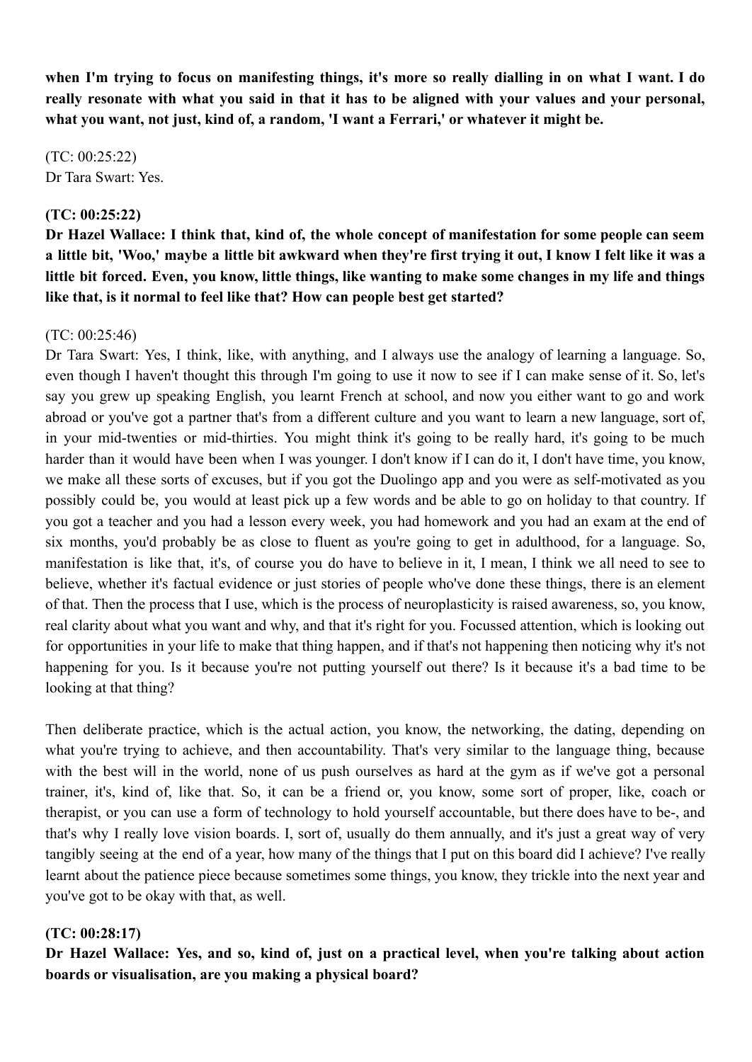**when I'm trying to focus on manifesting things, it's more so really dialling in on what I want. I do really resonate with what you said in that it has to be aligned with your values and your personal, what you want, not just, kind of, a random, 'I want a Ferrari,' or whatever it might be.**

(TC: 00:25:22)
Dr Tara Swart: Yes.

**(TC: 00:25:22)**
**Dr Hazel Wallace: I think that, kind of, the whole concept of manifestation for some people can seem a little bit, 'Woo,' maybe a little bit awkward when they're first trying it out, I know I felt like it was a little bit forced. Even, you know, little things, like wanting to make some changes in my life and things like that, is it normal to feel like that? How can people best get started?**

(TC: 00:25:46)
Dr Tara Swart: Yes, I think, like, with anything, and I always use the analogy of learning a language. So, even though I haven't thought this through I'm going to use it now to see if I can make sense of it. So, let's say you grew up speaking English, you learnt French at school, and now you either want to go and work abroad or you've got a partner that's from a different culture and you want to learn a new language, sort of, in your mid-twenties or mid-thirties. You might think it's going to be really hard, it's going to be much harder than it would have been when I was younger. I don't know if I can do it, I don't have time, you know, we make all these sorts of excuses, but if you got the Duolingo app and you were as self-motivated as you possibly could be, you would at least pick up a few words and be able to go on holiday to that country. If you got a teacher and you had a lesson every week, you had homework and you had an exam at the end of six months, you'd probably be as close to fluent as you're going to get in adulthood, for a language. So, manifestation is like that, it's, of course you do have to believe in it, I mean, I think we all need to see to believe, whether it's factual evidence or just stories of people who've done these things, there is an element of that. Then the process that I use, which is the process of neuroplasticity is raised awareness, so, you know, real clarity about what you want and why, and that it's right for you. Focussed attention, which is looking out for opportunities in your life to make that thing happen, and if that's not happening then noticing why it's not happening for you. Is it because you're not putting yourself out there? Is it because it's a bad time to be looking at that thing?

Then deliberate practice, which is the actual action, you know, the networking, the dating, depending on what you're trying to achieve, and then accountability. That's very similar to the language thing, because with the best will in the world, none of us push ourselves as hard at the gym as if we've got a personal trainer, it's, kind of, like that. So, it can be a friend or, you know, some sort of proper, like, coach or therapist, or you can use a form of technology to hold yourself accountable, but there does have to be-, and that's why I really love vision boards. I, sort of, usually do them annually, and it's just a great way of very tangibly seeing at the end of a year, how many of the things that I put on this board did I achieve? I've really learnt about the patience piece because sometimes some things, you know, they trickle into the next year and you've got to be okay with that, as well.

**(TC: 00:28:17)**
**Dr Hazel Wallace: Yes, and so, kind of, just on a practical level, when you're talking about action boards or visualisation, are you making a physical board?**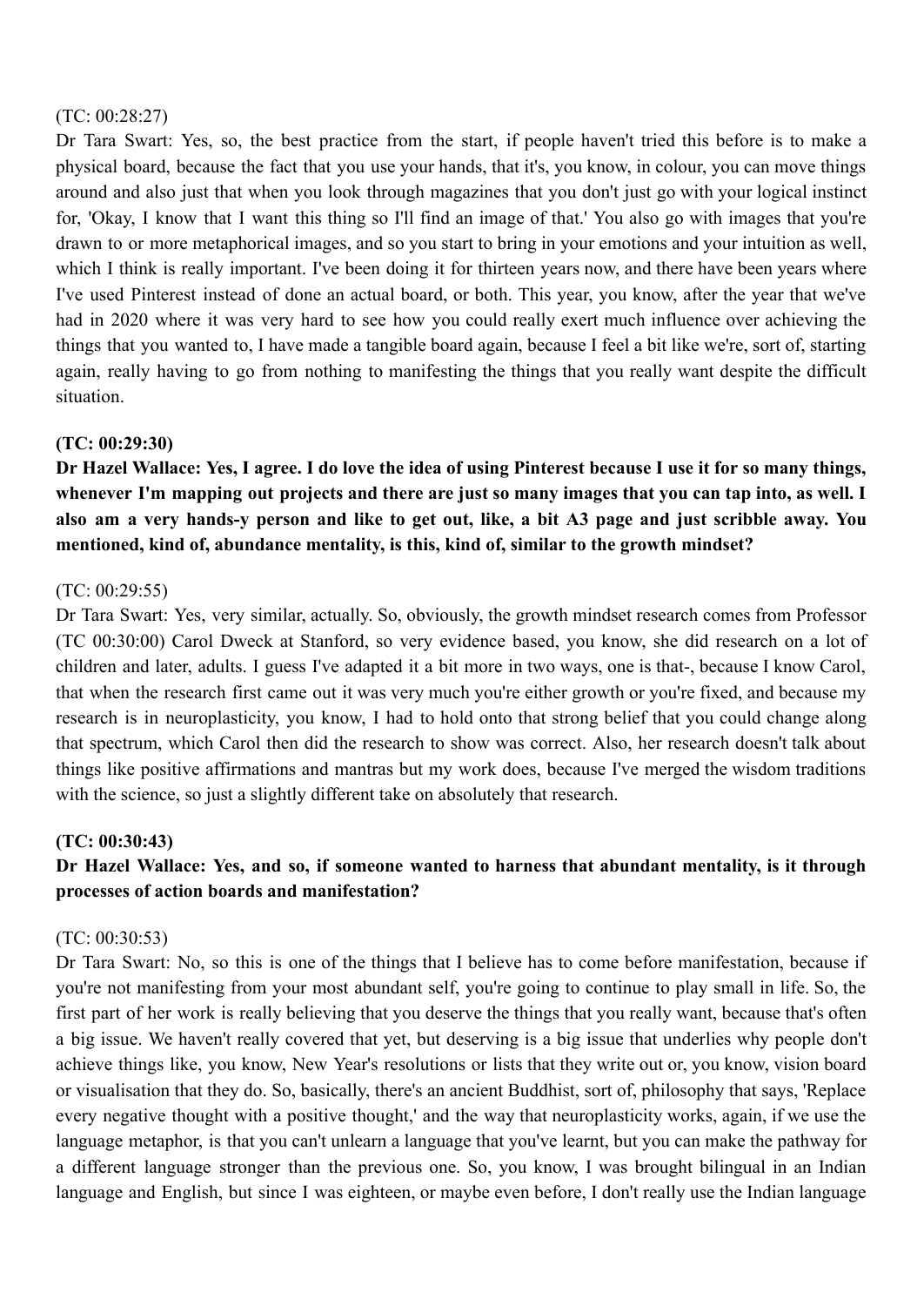(TC: 00:28:27)

Dr Tara Swart: Yes, so, the best practice from the start, if people haven't tried this before is to make a physical board, because the fact that you use your hands, that it's, you know, in colour, you can move things around and also just that when you look through magazines that you don't just go with your logical instinct for, 'Okay, I know that I want this thing so I'll find an image of that.' You also go with images that you're drawn to or more metaphorical images, and so you start to bring in your emotions and your intuition as well, which I think is really important. I've been doing it for thirteen years now, and there have been years where I've used Pinterest instead of done an actual board, or both. This year, you know, after the year that we've had in 2020 where it was very hard to see how you could really exert much influence over achieving the things that you wanted to, I have made a tangible board again, because I feel a bit like we're, sort of, starting again, really having to go from nothing to manifesting the things that you really want despite the difficult situation.

**(TC: 00:29:30)**

**Dr Hazel Wallace: Yes, I agree. I do love the idea of using Pinterest because I use it for so many things, whenever I'm mapping out projects and there are just so many images that you can tap into, as well. I also am a very hands-y person and like to get out, like, a bit A3 page and just scribble away. You mentioned, kind of, abundance mentality, is this, kind of, similar to the growth mindset?**

(TC: 00:29:55)

Dr Tara Swart: Yes, very similar, actually. So, obviously, the growth mindset research comes from Professor (TC 00:30:00) Carol Dweck at Stanford, so very evidence based, you know, she did research on a lot of children and later, adults. I guess I've adapted it a bit more in two ways, one is that-, because I know Carol, that when the research first came out it was very much you're either growth or you're fixed, and because my research is in neuroplasticity, you know, I had to hold onto that strong belief that you could change along that spectrum, which Carol then did the research to show was correct. Also, her research doesn't talk about things like positive affirmations and mantras but my work does, because I've merged the wisdom traditions with the science, so just a slightly different take on absolutely that research.

**(TC: 00:30:43)**

**Dr Hazel Wallace: Yes, and so, if someone wanted to harness that abundant mentality, is it through processes of action boards and manifestation?**

(TC: 00:30:53)

Dr Tara Swart: No, so this is one of the things that I believe has to come before manifestation, because if you're not manifesting from your most abundant self, you're going to continue to play small in life. So, the first part of her work is really believing that you deserve the things that you really want, because that's often a big issue. We haven't really covered that yet, but deserving is a big issue that underlies why people don't achieve things like, you know, New Year's resolutions or lists that they write out or, you know, vision board or visualisation that they do. So, basically, there's an ancient Buddhist, sort of, philosophy that says, 'Replace every negative thought with a positive thought,' and the way that neuroplasticity works, again, if we use the language metaphor, is that you can't unlearn a language that you've learnt, but you can make the pathway for a different language stronger than the previous one. So, you know, I was brought bilingual in an Indian language and English, but since I was eighteen, or maybe even before, I don't really use the Indian language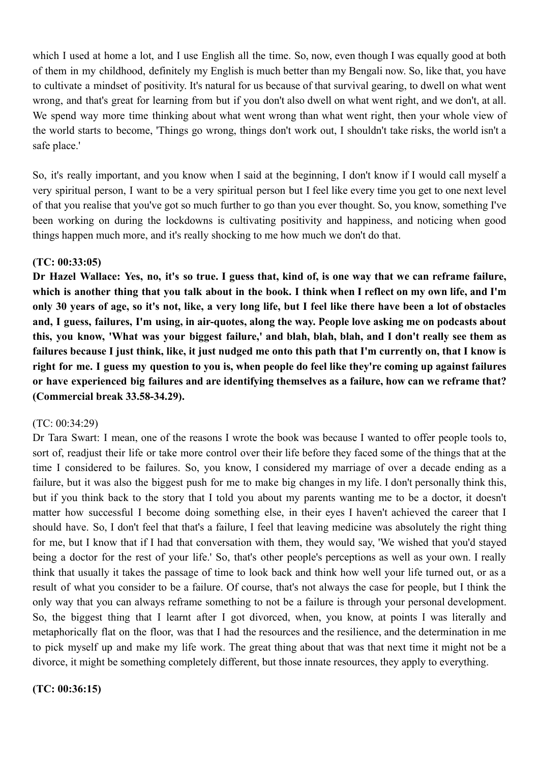which I used at home a lot, and I use English all the time. So, now, even though I was equally good at both of them in my childhood, definitely my English is much better than my Bengali now. So, like that, you have to cultivate a mindset of positivity. It's natural for us because of that survival gearing, to dwell on what went wrong, and that's great for learning from but if you don't also dwell on what went right, and we don't, at all. We spend way more time thinking about what went wrong than what went right, then your whole view of the world starts to become, 'Things go wrong, things don't work out, I shouldn't take risks, the world isn't a safe place.'

So, it's really important, and you know when I said at the beginning, I don't know if I would call myself a very spiritual person, I want to be a very spiritual person but I feel like every time you get to one next level of that you realise that you've got so much further to go than you ever thought. So, you know, something I've been working on during the lockdowns is cultivating positivity and happiness, and noticing when good things happen much more, and it's really shocking to me how much we don't do that.

**(TC: 00:33:05)**

**Dr Hazel Wallace: Yes, no, it's so true. I guess that, kind of, is one way that we can reframe failure, which is another thing that you talk about in the book. I think when I reflect on my own life, and I'm only 30 years of age, so it's not, like, a very long life, but I feel like there have been a lot of obstacles and, I guess, failures, I'm using, in air-quotes, along the way. People love asking me on podcasts about this, you know, 'What was your biggest failure,' and blah, blah, blah, and I don't really see them as failures because I just think, like, it just nudged me onto this path that I'm currently on, that I know is right for me. I guess my question to you is, when people do feel like they're coming up against failures or have experienced big failures and are identifying themselves as a failure, how can we reframe that? (Commercial break 33.58-34.29).**

(TC: 00:34:29)

Dr Tara Swart: I mean, one of the reasons I wrote the book was because I wanted to offer people tools to, sort of, readjust their life or take more control over their life before they faced some of the things that at the time I considered to be failures. So, you know, I considered my marriage of over a decade ending as a failure, but it was also the biggest push for me to make big changes in my life. I don't personally think this, but if you think back to the story that I told you about my parents wanting me to be a doctor, it doesn't matter how successful I become doing something else, in their eyes I haven't achieved the career that I should have. So, I don't feel that that's a failure, I feel that leaving medicine was absolutely the right thing for me, but I know that if I had that conversation with them, they would say, 'We wished that you'd stayed being a doctor for the rest of your life.' So, that's other people's perceptions as well as your own. I really think that usually it takes the passage of time to look back and think how well your life turned out, or as a result of what you consider to be a failure. Of course, that's not always the case for people, but I think the only way that you can always reframe something to not be a failure is through your personal development. So, the biggest thing that I learnt after I got divorced, when, you know, at points I was literally and metaphorically flat on the floor, was that I had the resources and the resilience, and the determination in me to pick myself up and make my life work. The great thing about that was that next time it might not be a divorce, it might be something completely different, but those innate resources, they apply to everything.

**(TC: 00:36:15)**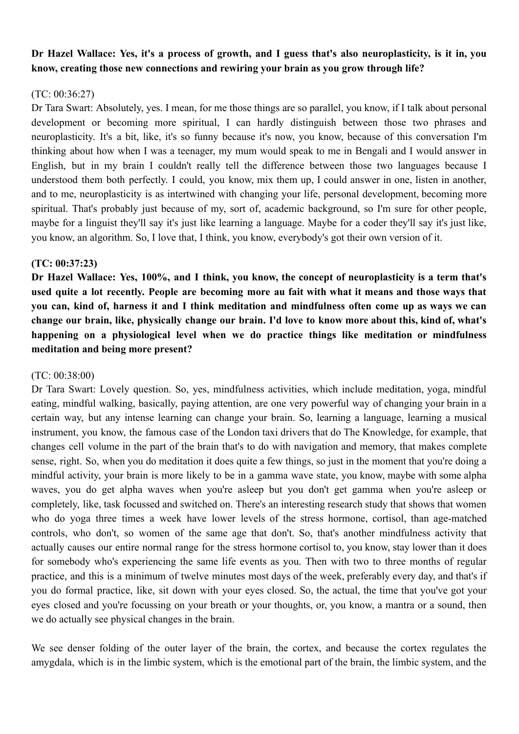**Dr Hazel Wallace: Yes, it's a process of growth, and I guess that's also neuroplasticity, is it in, you know, creating those new connections and rewiring your brain as you grow through life?**

(TC: 00:36:27)
Dr Tara Swart: Absolutely, yes. I mean, for me those things are so parallel, you know, if I talk about personal development or becoming more spiritual, I can hardly distinguish between those two phrases and neuroplasticity. It's a bit, like, it's so funny because it's now, you know, because of this conversation I'm thinking about how when I was a teenager, my mum would speak to me in Bengali and I would answer in English, but in my brain I couldn't really tell the difference between those two languages because I understood them both perfectly. I could, you know, mix them up, I could answer in one, listen in another, and to me, neuroplasticity is as intertwined with changing your life, personal development, becoming more spiritual. That's probably just because of my, sort of, academic background, so I'm sure for other people, maybe for a linguist they'll say it's just like learning a language. Maybe for a coder they'll say it's just like, you know, an algorithm. So, I love that, I think, you know, everybody's got their own version of it.

**(TC: 00:37:23)**
**Dr Hazel Wallace: Yes, 100%, and I think, you know, the concept of neuroplasticity is a term that's used quite a lot recently. People are becoming more au fait with what it means and those ways that you can, kind of, harness it and I think meditation and mindfulness often come up as ways we can change our brain, like, physically change our brain. I'd love to know more about this, kind of, what's happening on a physiological level when we do practice things like meditation or mindfulness meditation and being more present?**

(TC: 00:38:00)
Dr Tara Swart: Lovely question. So, yes, mindfulness activities, which include meditation, yoga, mindful eating, mindful walking, basically, paying attention, are one very powerful way of changing your brain in a certain way, but any intense learning can change your brain. So, learning a language, learning a musical instrument, you know, the famous case of the London taxi drivers that do The Knowledge, for example, that changes cell volume in the part of the brain that's to do with navigation and memory, that makes complete sense, right. So, when you do meditation it does quite a few things, so just in the moment that you're doing a mindful activity, your brain is more likely to be in a gamma wave state, you know, maybe with some alpha waves, you do get alpha waves when you're asleep but you don't get gamma when you're asleep or completely, like, task focussed and switched on. There's an interesting research study that shows that women who do yoga three times a week have lower levels of the stress hormone, cortisol, than age-matched controls, who don't, so women of the same age that don't. So, that's another mindfulness activity that actually causes our entire normal range for the stress hormone cortisol to, you know, stay lower than it does for somebody who's experiencing the same life events as you. Then with two to three months of regular practice, and this is a minimum of twelve minutes most days of the week, preferably every day, and that's if you do formal practice, like, sit down with your eyes closed. So, the actual, the time that you've got your eyes closed and you're focussing on your breath or your thoughts, or, you know, a mantra or a sound, then we do actually see physical changes in the brain.

We see denser folding of the outer layer of the brain, the cortex, and because the cortex regulates the amygdala, which is in the limbic system, which is the emotional part of the brain, the limbic system, and the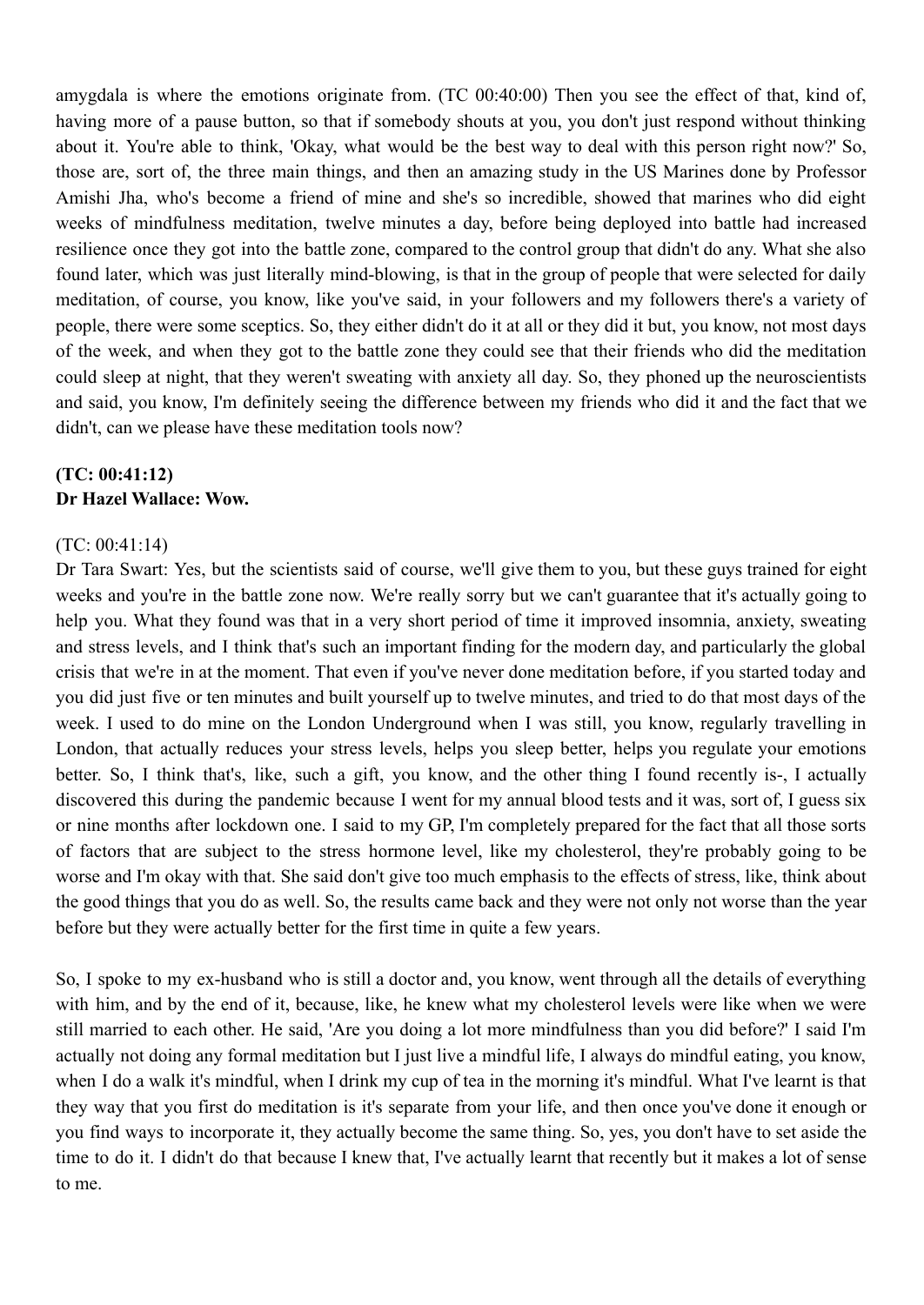amygdala is where the emotions originate from. (TC 00:40:00) Then you see the effect of that, kind of, having more of a pause button, so that if somebody shouts at you, you don't just respond without thinking about it. You're able to think, 'Okay, what would be the best way to deal with this person right now?' So, those are, sort of, the three main things, and then an amazing study in the US Marines done by Professor Amishi Jha, who's become a friend of mine and she's so incredible, showed that marines who did eight weeks of mindfulness meditation, twelve minutes a day, before being deployed into battle had increased resilience once they got into the battle zone, compared to the control group that didn't do any. What she also found later, which was just literally mind-blowing, is that in the group of people that were selected for daily meditation, of course, you know, like you've said, in your followers and my followers there's a variety of people, there were some sceptics. So, they either didn't do it at all or they did it but, you know, not most days of the week, and when they got to the battle zone they could see that their friends who did the meditation could sleep at night, that they weren't sweating with anxiety all day. So, they phoned up the neuroscientists and said, you know, I'm definitely seeing the difference between my friends who did it and the fact that we didn't, can we please have these meditation tools now?

**(TC: 00:41:12)**
**Dr Hazel Wallace: Wow.**

(TC: 00:41:14)
Dr Tara Swart: Yes, but the scientists said of course, we'll give them to you, but these guys trained for eight weeks and you're in the battle zone now. We're really sorry but we can't guarantee that it's actually going to help you. What they found was that in a very short period of time it improved insomnia, anxiety, sweating and stress levels, and I think that's such an important finding for the modern day, and particularly the global crisis that we're in at the moment. That even if you've never done meditation before, if you started today and you did just five or ten minutes and built yourself up to twelve minutes, and tried to do that most days of the week. I used to do mine on the London Underground when I was still, you know, regularly travelling in London, that actually reduces your stress levels, helps you sleep better, helps you regulate your emotions better. So, I think that's, like, such a gift, you know, and the other thing I found recently is-, I actually discovered this during the pandemic because I went for my annual blood tests and it was, sort of, I guess six or nine months after lockdown one. I said to my GP, I'm completely prepared for the fact that all those sorts of factors that are subject to the stress hormone level, like my cholesterol, they're probably going to be worse and I'm okay with that. She said don't give too much emphasis to the effects of stress, like, think about the good things that you do as well. So, the results came back and they were not only not worse than the year before but they were actually better for the first time in quite a few years.

So, I spoke to my ex-husband who is still a doctor and, you know, went through all the details of everything with him, and by the end of it, because, like, he knew what my cholesterol levels were like when we were still married to each other. He said, 'Are you doing a lot more mindfulness than you did before?' I said I'm actually not doing any formal meditation but I just live a mindful life, I always do mindful eating, you know, when I do a walk it's mindful, when I drink my cup of tea in the morning it's mindful. What I've learnt is that they way that you first do meditation is it's separate from your life, and then once you've done it enough or you find ways to incorporate it, they actually become the same thing. So, yes, you don't have to set aside the time to do it. I didn't do that because I knew that, I've actually learnt that recently but it makes a lot of sense to me.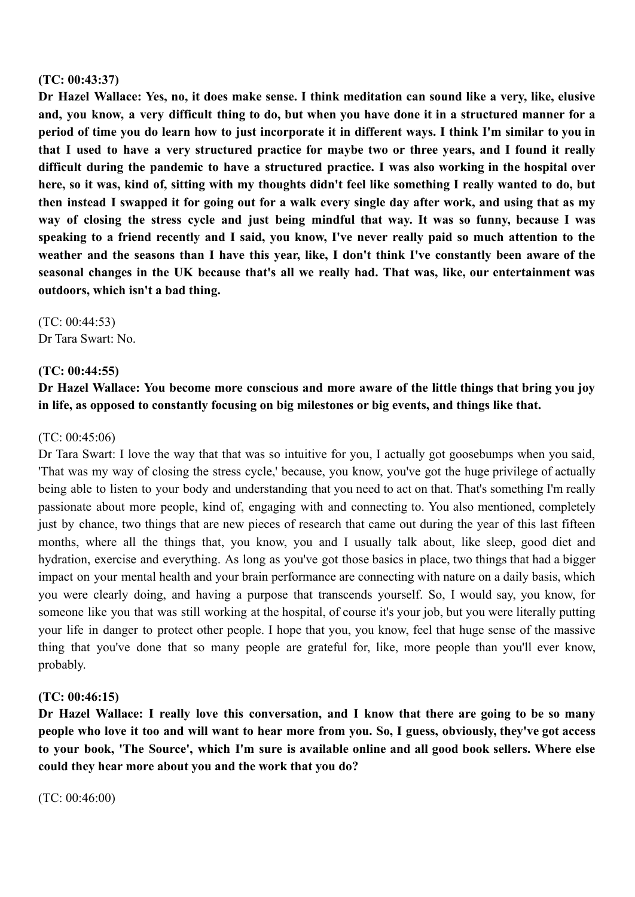**(TC: 00:43:37)**
**Dr Hazel Wallace: Yes, no, it does make sense. I think meditation can sound like a very, like, elusive and, you know, a very difficult thing to do, but when you have done it in a structured manner for a period of time you do learn how to just incorporate it in different ways. I think I'm similar to you in that I used to have a very structured practice for maybe two or three years, and I found it really difficult during the pandemic to have a structured practice. I was also working in the hospital over here, so it was, kind of, sitting with my thoughts didn't feel like something I really wanted to do, but then instead I swapped it for going out for a walk every single day after work, and using that as my way of closing the stress cycle and just being mindful that way. It was so funny, because I was speaking to a friend recently and I said, you know, I've never really paid so much attention to the weather and the seasons than I have this year, like, I don't think I've constantly been aware of the seasonal changes in the UK because that's all we really had. That was, like, our entertainment was outdoors, which isn't a bad thing.**

(TC: 00:44:53)
Dr Tara Swart: No.

**(TC: 00:44:55)**
**Dr Hazel Wallace: You become more conscious and more aware of the little things that bring you joy in life, as opposed to constantly focusing on big milestones or big events, and things like that.**

(TC: 00:45:06)
Dr Tara Swart: I love the way that that was so intuitive for you, I actually got goosebumps when you said, 'That was my way of closing the stress cycle,' because, you know, you've got the huge privilege of actually being able to listen to your body and understanding that you need to act on that. That's something I'm really passionate about more people, kind of, engaging with and connecting to. You also mentioned, completely just by chance, two things that are new pieces of research that came out during the year of this last fifteen months, where all the things that, you know, you and I usually talk about, like sleep, good diet and hydration, exercise and everything. As long as you've got those basics in place, two things that had a bigger impact on your mental health and your brain performance are connecting with nature on a daily basis, which you were clearly doing, and having a purpose that transcends yourself. So, I would say, you know, for someone like you that was still working at the hospital, of course it's your job, but you were literally putting your life in danger to protect other people. I hope that you, you know, feel that huge sense of the massive thing that you've done that so many people are grateful for, like, more people than you'll ever know, probably.

**(TC: 00:46:15)**
**Dr Hazel Wallace: I really love this conversation, and I know that there are going to be so many people who love it too and will want to hear more from you. So, I guess, obviously, they've got access to your book, 'The Source', which I'm sure is available online and all good book sellers. Where else could they hear more about you and the work that you do?**

(TC: 00:46:00)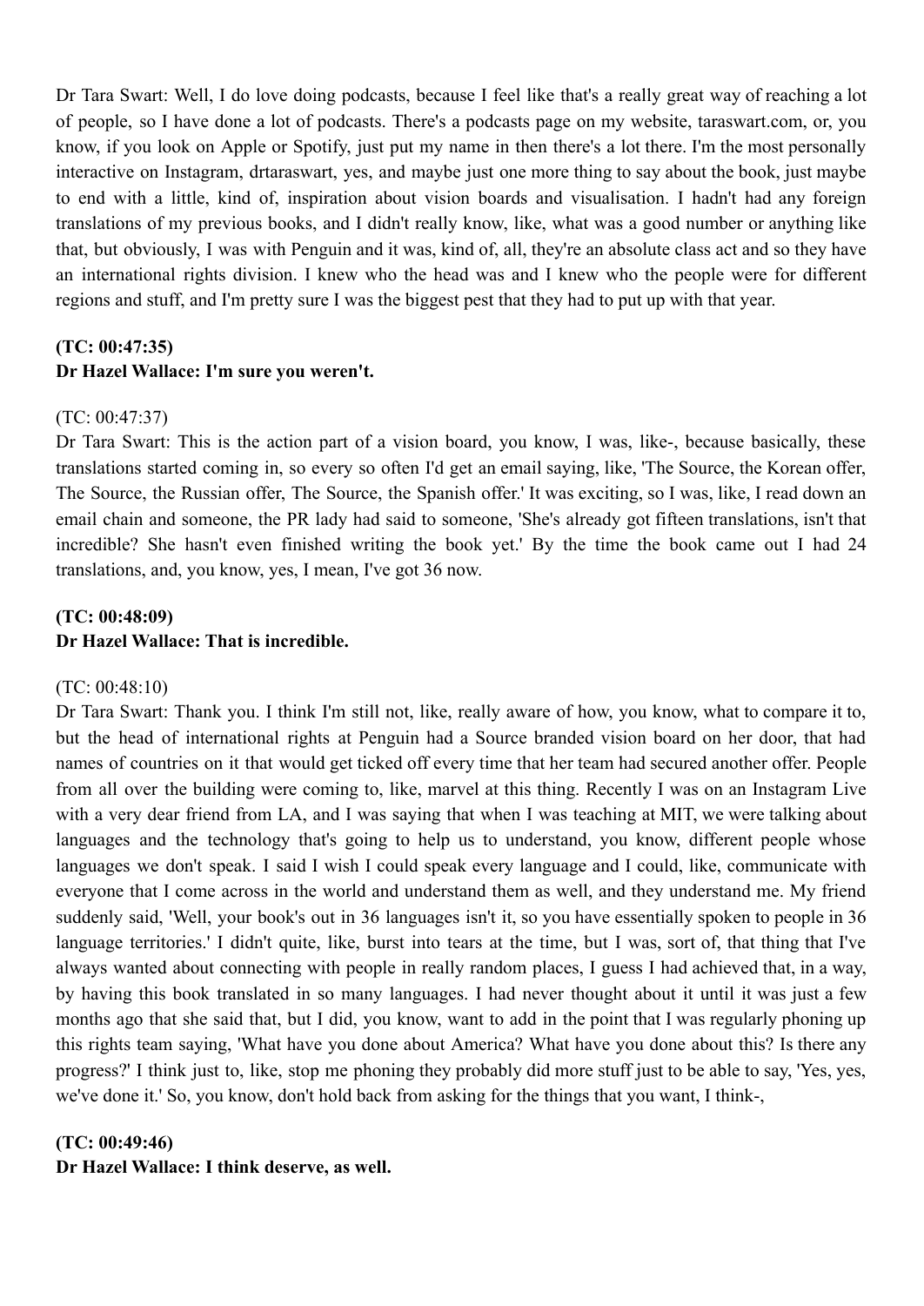Dr Tara Swart: Well, I do love doing podcasts, because I feel like that's a really great way of reaching a lot of people, so I have done a lot of podcasts. There's a podcasts page on my website, taraswart.com, or, you know, if you look on Apple or Spotify, just put my name in then there's a lot there. I'm the most personally interactive on Instagram, drtaraswart, yes, and maybe just one more thing to say about the book, just maybe to end with a little, kind of, inspiration about vision boards and visualisation. I hadn't had any foreign translations of my previous books, and I didn't really know, like, what was a good number or anything like that, but obviously, I was with Penguin and it was, kind of, all, they're an absolute class act and so they have an international rights division. I knew who the head was and I knew who the people were for different regions and stuff, and I'm pretty sure I was the biggest pest that they had to put up with that year.

**(TC: 00:47:35)**
**Dr Hazel Wallace: I'm sure you weren't.**

(TC: 00:47:37)
Dr Tara Swart: This is the action part of a vision board, you know, I was, like-, because basically, these translations started coming in, so every so often I'd get an email saying, like, 'The Source, the Korean offer, The Source, the Russian offer, The Source, the Spanish offer.' It was exciting, so I was, like, I read down an email chain and someone, the PR lady had said to someone, 'She's already got fifteen translations, isn't that incredible? She hasn't even finished writing the book yet.' By the time the book came out I had 24 translations, and, you know, yes, I mean, I've got 36 now.

**(TC: 00:48:09)**
**Dr Hazel Wallace: That is incredible.**

(TC: 00:48:10)
Dr Tara Swart: Thank you. I think I'm still not, like, really aware of how, you know, what to compare it to, but the head of international rights at Penguin had a Source branded vision board on her door, that had names of countries on it that would get ticked off every time that her team had secured another offer. People from all over the building were coming to, like, marvel at this thing. Recently I was on an Instagram Live with a very dear friend from LA, and I was saying that when I was teaching at MIT, we were talking about languages and the technology that's going to help us to understand, you know, different people whose languages we don't speak. I said I wish I could speak every language and I could, like, communicate with everyone that I come across in the world and understand them as well, and they understand me. My friend suddenly said, 'Well, your book's out in 36 languages isn't it, so you have essentially spoken to people in 36 language territories.' I didn't quite, like, burst into tears at the time, but I was, sort of, that thing that I've always wanted about connecting with people in really random places, I guess I had achieved that, in a way, by having this book translated in so many languages. I had never thought about it until it was just a few months ago that she said that, but I did, you know, want to add in the point that I was regularly phoning up this rights team saying, 'What have you done about America? What have you done about this? Is there any progress?' I think just to, like, stop me phoning they probably did more stuff just to be able to say, 'Yes, yes, we've done it.' So, you know, don't hold back from asking for the things that you want, I think-,

**(TC: 00:49:46)**
**Dr Hazel Wallace: I think deserve, as well.**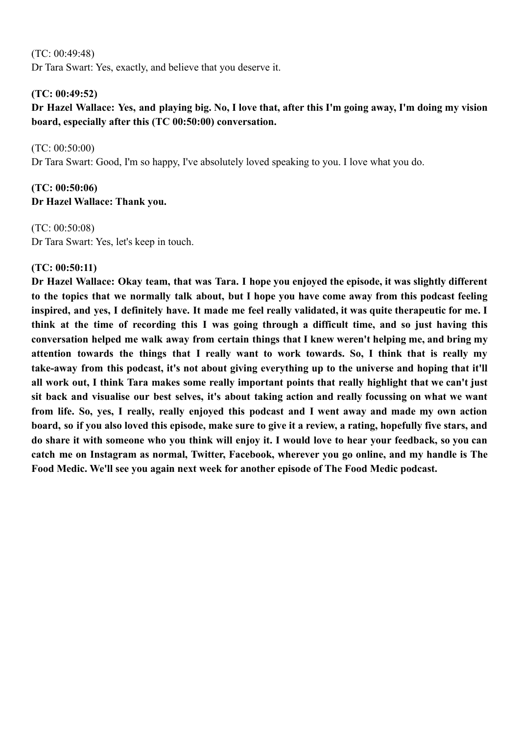(TC: 00:49:48)
Dr Tara Swart: Yes, exactly, and believe that you deserve it.

**(TC: 00:49:52)**
**Dr Hazel Wallace: Yes, and playing big. No, I love that, after this I'm going away, I'm doing my vision board, especially after this (TC 00:50:00) conversation.**

(TC: 00:50:00)
Dr Tara Swart: Good, I'm so happy, I've absolutely loved speaking to you. I love what you do.

**(TC: 00:50:06)**
**Dr Hazel Wallace: Thank you.**

(TC: 00:50:08)
Dr Tara Swart: Yes, let's keep in touch.

**(TC: 00:50:11)**
**Dr Hazel Wallace: Okay team, that was Tara. I hope you enjoyed the episode, it was slightly different to the topics that we normally talk about, but I hope you have come away from this podcast feeling inspired, and yes, I definitely have. It made me feel really validated, it was quite therapeutic for me. I think at the time of recording this I was going through a difficult time, and so just having this conversation helped me walk away from certain things that I knew weren't helping me, and bring my attention towards the things that I really want to work towards. So, I think that is really my take-away from this podcast, it's not about giving everything up to the universe and hoping that it'll all work out, I think Tara makes some really important points that really highlight that we can't just sit back and visualise our best selves, it's about taking action and really focussing on what we want from life. So, yes, I really, really enjoyed this podcast and I went away and made my own action board, so if you also loved this episode, make sure to give it a review, a rating, hopefully five stars, and do share it with someone who you think will enjoy it. I would love to hear your feedback, so you can catch me on Instagram as normal, Twitter, Facebook, wherever you go online, and my handle is The Food Medic. We'll see you again next week for another episode of The Food Medic podcast.**